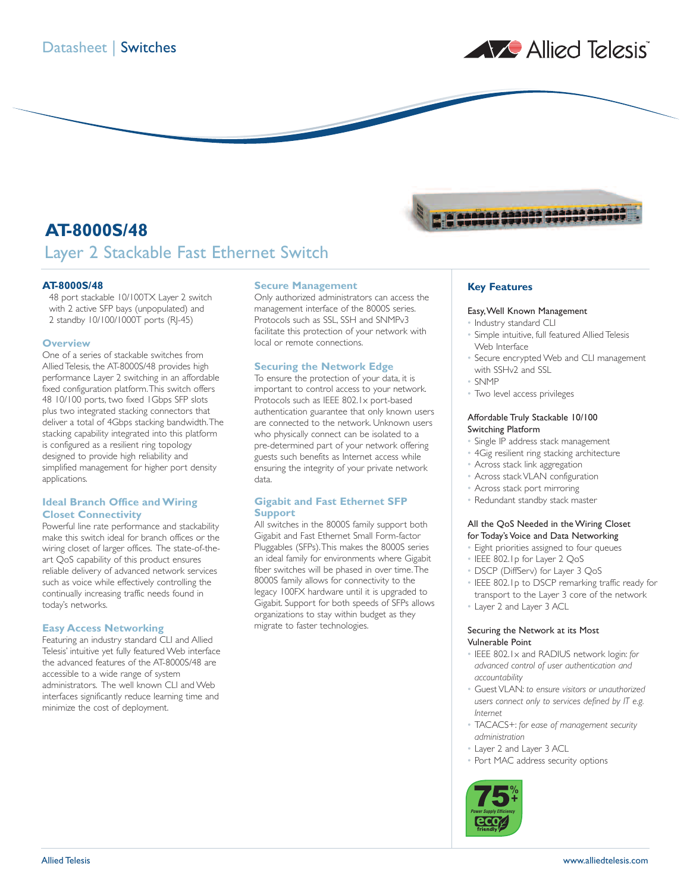Datasheet | Switches

# AT-8000S/48

## Layer 2 Stackable Fast Ethernet Switch

**AT-8000S/48**

48 port stackable 10/100TX Layer 2 switch with 2 active SFP bays (unpopulated) and 2 standby 10/100/1000T ports (RJ-45)

### Overview

One of a series of stackable switches from Allied Telesis, the AT-8000S/48 provides high performance Layer 2 switching in an affordable fixed configuration platform. This switch offers 48 10/100 ports, two fixed 1Gbps SFP slots plus two integrated stacking connectors that deliver a total of 4Gbps stacking bandwidth. The stacking capability integrated into this platform is configured as a resilient ring topology designed to provide high reliability and simplified management for higher port density applications.

### Ideal Branch Office and Wiring Closet Connectivity

Powerful line rate performance and stackability make this switch ideal for branch offices or the wiring closet of larger offices. The state-of-the-art QoS capability of this product ensures reliable delivery of advanced network services such as voice while effectively controlling the continually increasing traffic needs found in today's networks.

### Easy Access Networking

Featuring an industry standard CLI and Allied Telesis' intuitive yet fully featured Web interface the advanced features of the AT-8000S/48 are accessible to a wide range of system administrators. The well known CLI and Web interfaces significantly reduce learning time and minimize the cost of deployment.

### Secure Management

Only authorized administrators can access the management interface of the 8000S series. Protocols such as SSL, SSH and SNMPv3 facilitate this protection of your network with local or remote connections.

### Securing the Network Edge

To ensure the protection of your data, it is important to control access to your network. Protocols such as IEEE 802.1x port-based authentication guarantee that only known users are connected to the network. Unknown users who physically connect can be isolated to a pre-determined part of your network offering guests such benefits as Internet access while ensuring the integrity of your private network data.

### Gigabit and Fast Ethernet SFP Support

All switches in the 8000S family support both Gigabit and Fast Ethernet Small Form-factor Pluggables (SFPs). This makes the 8000S series an ideal family for environments where Gigabit fiber switches will be phased in over time. The 8000S family allows for connectivity to the legacy 100FX hardware until it is upgraded to Gigabit. Support for both speeds of SFPs allows organizations to stay within budget as they migrate to faster technologies.

### Key Features

**Easy, Well Known Management**

- Industry standard CLI
- Simple intuitive, full featured Allied Telesis Web Interface
- Secure encrypted Web and CLI management with SSHv2 and SSL
- SNMP
- Two level access privileges

**Affordable Truly Stackable 10/100 Switching Platform**

- Single IP address stack management
- 4Gig resilient ring stacking architecture
- Across stack link aggregation
- Across stack VLAN configuration
- Across stack port mirroring
- Redundant standby stack master

**All the QoS Needed in the Wiring Closet for Today's Voice and Data Networking**

- Eight priorities assigned to four queues
- IEEE 802.1p for Layer 2 QoS
- DSCP (DiffServ) for Layer 3 QoS
- IEEE 802.1p to DSCP remarking traffic ready for transport to the Layer 3 core of the network
- Layer 2 and Layer 3 ACL

**Securing the Network at its Most Vulnerable Point**

- IEEE 802.1x and RADIUS network login: *for advanced control of user authentication and accountability*
- Guest VLAN: *to ensure visitors or unauthorized users connect only to services defined by IT e.g. Internet*
- TACACS+: *for ease of management security administration*
- Layer 2 and Layer 3 ACL
- Port MAC address security options

75%+ Power Supply Efficiency eco friendly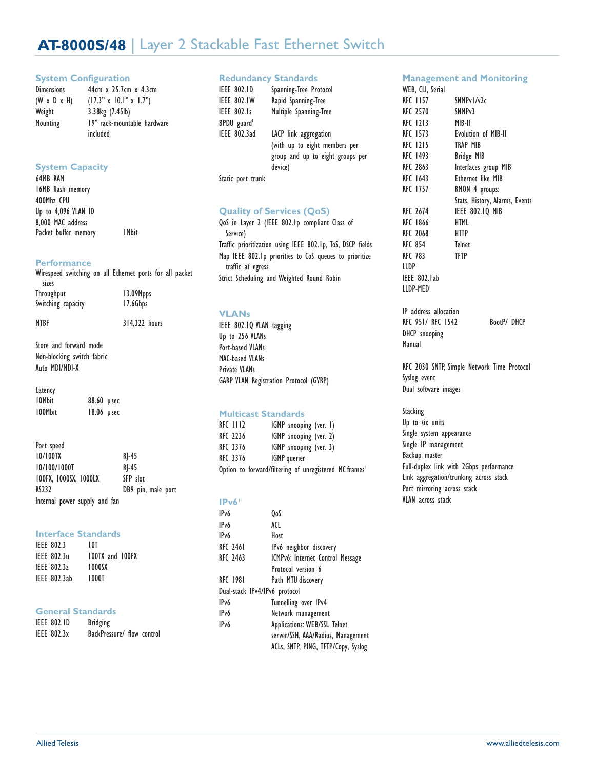# AT-8000S/48 | Layer 2 Stackable Fast Ethernet Switch

## System Configuration

| | |
|---|---|
| Dimensions (W x D x H) | 44cm x 25.7cm x 4.3cm (17.3" x 10.1" x 1.7") |
| Weight | 3.38kg (7.45lb) |
| Mounting | 19" rack-mountable hardware included |

## System Capacity

64MB RAM
16MB flash memory
400Mhz CPU
Up to 4,096 VLAN ID
8,000 MAC address

| | |
|---|---|
| Packet buffer memory | 1Mbit |

## Performance

Wirespeed switching on all Ethernet ports for all packet sizes

| | |
|---|---|
| Throughput | 13.09Mpps |
| Switching capacity | 17.6Gbps |
| MTBF | 314,322 hours |

Store and forward mode
Non-blocking switch fabric
Auto MDI/MDI-X

Latency

| | |
|---|---|
| 10Mbit | 88.60 µsec |
| 100Mbit | 18.06 µsec |

Port speed

| | |
|---|---|
| 10/100TX | RJ-45 |
| 10/100/1000T | RJ-45 |
| 100FX, 1000SX, 1000LX | SFP slot |
| RS232 | DB9 pin, male port |

Internal power supply and fan

## Interface Standards

| | |
|---|---|
| IEEE 802.3 | 10T |
| IEEE 802.3u | 100TX and 100FX |
| IEEE 802.3z | 1000SX |
| IEEE 802.3ab | 1000T |

## General Standards

| | |
|---|---|
| IEEE 802.1D | Bridging |
| IEEE 802.3x | BackPressure/ flow control |

## Redundancy Standards

| | |
|---|---|
| IEEE 802.1D | Spanning-Tree Protocol |
| IEEE 802.1W | Rapid Spanning-Tree |
| IEEE 802.1s | Multiple Spanning-Tree |
| BPDU guard[1] | |
| IEEE 802.3ad | LACP link aggregation (with up to eight members per group and up to eight groups per device) |

Static port trunk

## Quality of Services (QoS)

QoS in Layer 2 (IEEE 802.1p compliant Class of Service)
Traffic prioritization using IEEE 802.1p, ToS, DSCP fields
Map IEEE 802.1p priorities to CoS queues to prioritize traffic at egress
Strict Scheduling and Weighted Round Robin

## VLANs

IEEE 802.1Q VLAN tagging
Up to 256 VLANs
Port-based VLANs
MAC-based VLANs
Private VLANs
GARP VLAN Registration Protocol (GVRP)

## Multicast Standards

| | |
|---|---|
| RFC 1112 | IGMP snooping (ver. 1) |
| RFC 2236 | IGMP snooping (ver. 2) |
| RFC 3376 | IGMP snooping (ver. 3) |
| RFC 3376 | IGMP querier |

Option to forward/filtering of unregistered MC frames[1]

## IPv6[1]

| | |
|---|---|
| IPv6 | QoS |
| IPv6 | ACL |
| IPv6 | Host |
| RFC 2461 | IPv6 neighbor discovery |
| RFC 2463 | ICMPv6: Internet Control Message Protocol version 6 |
| RFC 1981 | Path MTU discovery |
| Dual-stack IPv4/IPv6 protocol | |
| IPv6 | Tunnelling over IPv4 |
| IPv6 | Network management |
| IPv6 | Applications: WEB/SSL Telnet server/SSH, AAA/Radius, Management ACLs, SNTP, PING, TFTP/Copy, Syslog |

## Management and Monitoring

WEB, CLI, Serial

| | |
|---|---|
| RFC 1157 | SNMPv1/v2c |
| RFC 2570 | SNMPv3 |
| RFC 1213 | MIB-II |
| RFC 1573 | Evolution of MIB-II |
| RFC 1215 | TRAP MIB |
| RFC 1493 | Bridge MIB |
| RFC 2863 | Interfaces group MIB |
| RFC 1643 | Ethernet like MIB |
| RFC 1757 | RMON 4 groups: Stats, History, Alarms, Events |
| RFC 2674 | IEEE 802.1Q MIB |
| RFC 1866 | HTML |
| RFC 2068 | HTTP |
| RFC 854 | Telnet |
| RFC 783 | TFTP |

LLDP[1]
IEEE 802.1ab
LLDP-MED[1]

IP address allocation

| | |
|---|---|
| RFC 951/ RFC 1542 | BootP/ DHCP |

DHCP snooping
Manual

RFC 2030 SNTP, Simple Network Time Protocol
Syslog event
Dual software images

Stacking
Up to six units
Single system appearance
Single IP management
Backup master
Full-duplex link with 2Gbps performance
Link aggregation/trunking across stack
Port mirroring across stack
VLAN across stack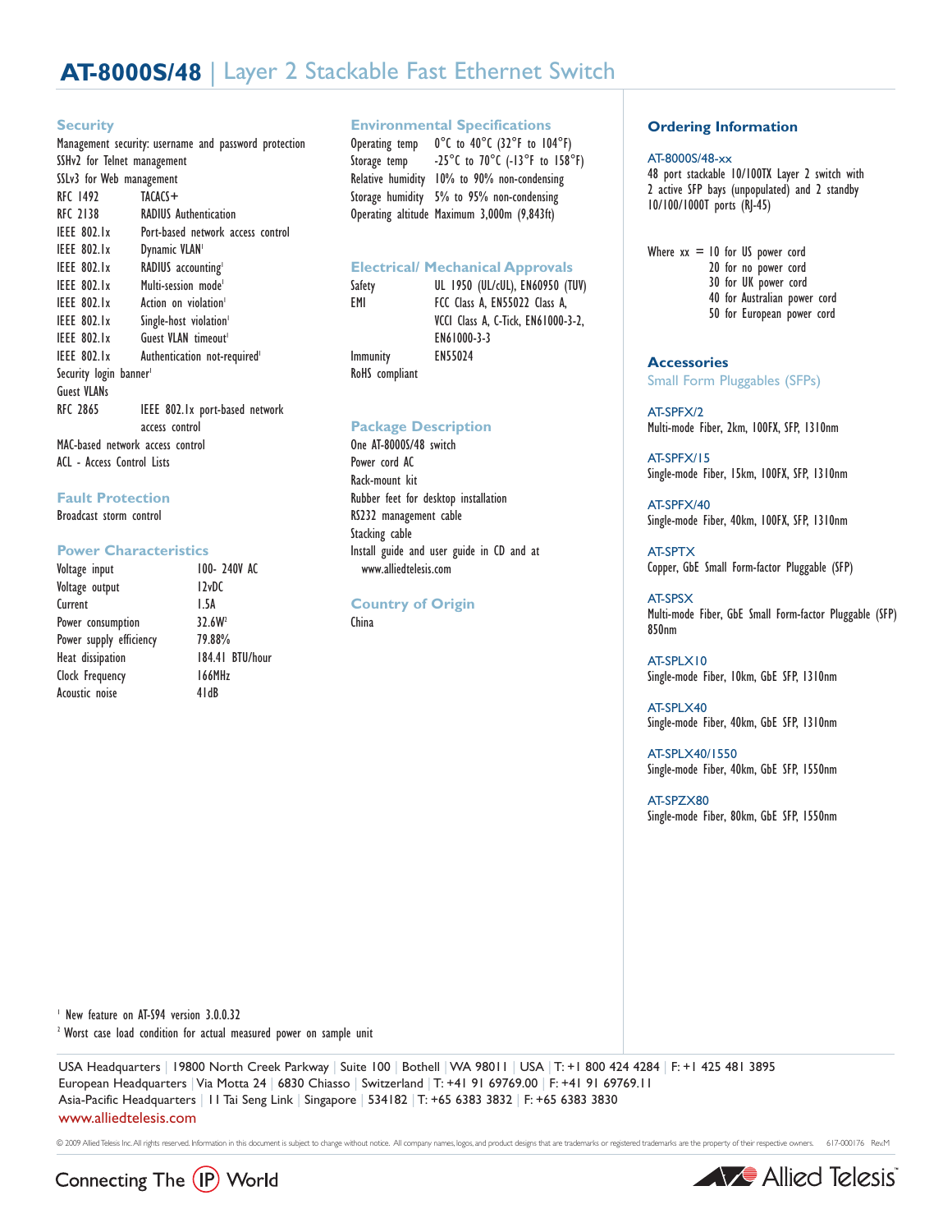# AT-8000S/48 | Layer 2 Stackable Fast Ethernet Switch

## Security

Management security: username and password protection
SSHv2 for Telnet management
SSLv3 for Web management

| | |
|---|---|
| RFC 1492 | TACACS+ |
| RFC 2138 | RADIUS Authentication |
| IEEE 802.1x | Port-based network access control |
| IEEE 802.1x | Dynamic VLAN[1] |
| IEEE 802.1x | RADIUS accounting[1] |
| IEEE 802.1x | Multi-session mode[1] |
| IEEE 802.1x | Action on violation[1] |
| IEEE 802.1x | Single-host violation[1] |
| IEEE 802.1x | Guest VLAN timeout[1] |
| IEEE 802.1x | Authentication not-required[1] |

Security login banner[1]
Guest VLANs

| | |
|---|---|
| RFC 2865 | IEEE 802.1x port-based network access control |

MAC-based network access control
ACL - Access Control Lists

## Fault Protection

Broadcast storm control

## Power Characteristics

| | |
|---|---|
| Voltage input | 100- 240V AC |
| Voltage output | 12vDC |
| Current | 1.5A |
| Power consumption | 32.6W[2] |
| Power supply efficiency | 79.88% |
| Heat dissipation | 184.41 BTU/hour |
| Clock Frequency | 166MHz |
| Acoustic noise | 41dB |

## Environmental Specifications

| | |
|---|---|
| Operating temp | 0°C to 40°C (32°F to 104°F) |
| Storage temp | -25°C to 70°C (-13°F to 158°F) |
| Relative humidity | 10% to 90% non-condensing |
| Storage humidity | 5% to 95% non-condensing |
| Operating altitude | Maximum 3,000m (9,843ft) |

## Electrical/ Mechanical Approvals

| | |
|---|---|
| Safety | UL 1950 (UL/cUL), EN60950 (TUV) |
| EMI | FCC Class A, EN55022 Class A, VCCI Class A, C-Tick, EN61000-3-2, EN61000-3-3 |
| Immunity | EN55024 |

RoHS compliant

## Package Description

One AT-8000S/48 switch
Power cord AC
Rack-mount kit
Rubber feet for desktop installation
RS232 management cable
Stacking cable
Install guide and user guide in CD and at www.alliedtelesis.com

## Country of Origin

China

## Ordering Information

**AT-8000S/48-xx**
48 port stackable 10/100TX Layer 2 switch with 2 active SFP bays (unpopulated) and 2 standby 10/100/1000T ports (RJ-45)

Where xx = 10 for US power cord
20 for no power cord
30 for UK power cord
40 for Australian power cord
50 for European power cord

## Accessories

### Small Form Pluggables (SFPs)

**AT-SPFX/2**
Multi-mode Fiber, 2km, 100FX, SFP, 1310nm

**AT-SPFX/15**
Single-mode Fiber, 15km, 100FX, SFP, 1310nm

**AT-SPFX/40**
Single-mode Fiber, 40km, 100FX, SFP, 1310nm

**AT-SPTX**
Copper, GbE Small Form-factor Pluggable (SFP)

**AT-SPSX**
Multi-mode Fiber, GbE Small Form-factor Pluggable (SFP) 850nm

**AT-SPLX10**
Single-mode Fiber, 10km, GbE SFP, 1310nm

**AT-SPLX40**
Single-mode Fiber, 40km, GbE SFP, 1310nm

**AT-SPLX40/1550**
Single-mode Fiber, 40km, GbE SFP, 1550nm

**AT-SPZX80**
Single-mode Fiber, 80km, GbE SFP, 1550nm

[1] New feature on AT-S94 version 3.0.0.32
[2] Worst case load condition for actual measured power on sample unit

USA Headquarters | 19800 North Creek Parkway | Suite 100 | Bothell | WA 98011 | USA | T: +1 800 424 4284 | F: +1 425 481 3895
European Headquarters | Via Motta 24 | 6830 Chiasso | Switzerland | T: +41 91 69769.00 | F: +41 91 69769.11
Asia-Pacific Headquarters | 11 Tai Seng Link | Singapore | 534182 | T: +65 6383 3832 | F: +65 6383 3830
www.alliedtelesis.com

© 2009 Allied Telesis Inc. All rights reserved. Information in this document is subject to change without notice. All company names, logos, and product designs that are trademarks or registered trademarks are the property of their respective owners. 617-000176 Rev.M

Connecting The IP World

Allied Telesis